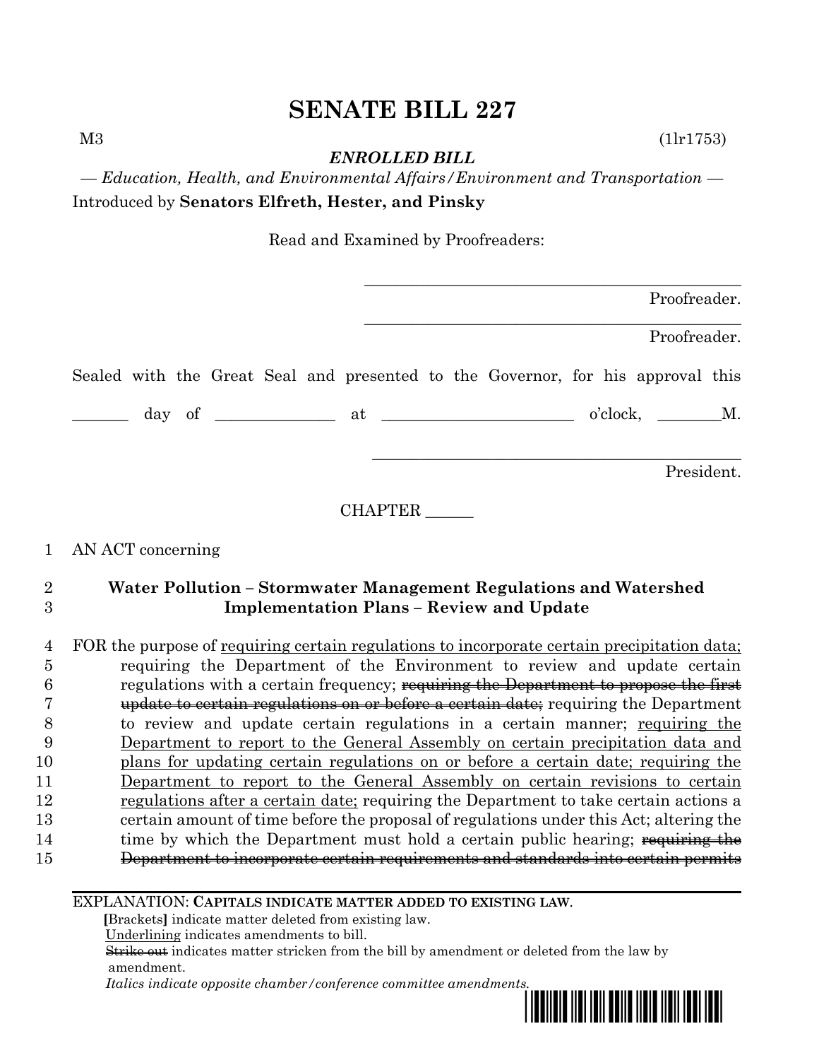# SENATE BILL 227

M3 (1lr1753)

***ENROLLED BILL***

*— Education, Health, and Environmental Affairs/Environment and Transportation —*

Introduced by **Senators Elfreth, Hester, and Pinsky**

Read and Examined by Proofreaders:

_______________________________________________
Proofreader.

_______________________________________________
Proofreader.

Sealed with the Great Seal and presented to the Governor, for his approval this

_______ day of ______________ at ________________________ o'clock, ________M.

_______________________________________________
President.

CHAPTER ______

1 AN ACT concerning

2 **Water Pollution – Stormwater Management Regulations and Watershed**
3 **Implementation Plans – Review and Update**

4 FOR the purpose of <u>requiring certain regulations to incorporate certain precipitation data;</u>
5 requiring the Department of the Environment to review and update certain
6 regulations with a certain frequency; ~~requiring the Department to propose the first~~
7 ~~update to certain regulations on or before a certain date;~~ requiring the Department
8 to review and update certain regulations in a certain manner; <u>requiring the</u>
9 <u>Department to report to the General Assembly on certain precipitation data and</u>
10 <u>plans for updating certain regulations on or before a certain date; requiring the</u>
11 <u>Department to report to the General Assembly on certain revisions to certain</u>
12 <u>regulations after a certain date;</u> requiring the Department to take certain actions a
13 certain amount of time before the proposal of regulations under this Act; altering the
14 time by which the Department must hold a certain public hearing; ~~requiring the~~
15 ~~Department to incorporate certain requirements and standards into certain permits~~

EXPLANATION: **CAPITALS INDICATE MATTER ADDED TO EXISTING LAW**.
**[**Brackets**]** indicate matter deleted from existing law.
<u>Underlining</u> indicates amendments to bill.
~~Strike out~~ indicates matter stricken from the bill by amendment or deleted from the law by amendment.
*Italics indicate opposite chamber/conference committee amendments.*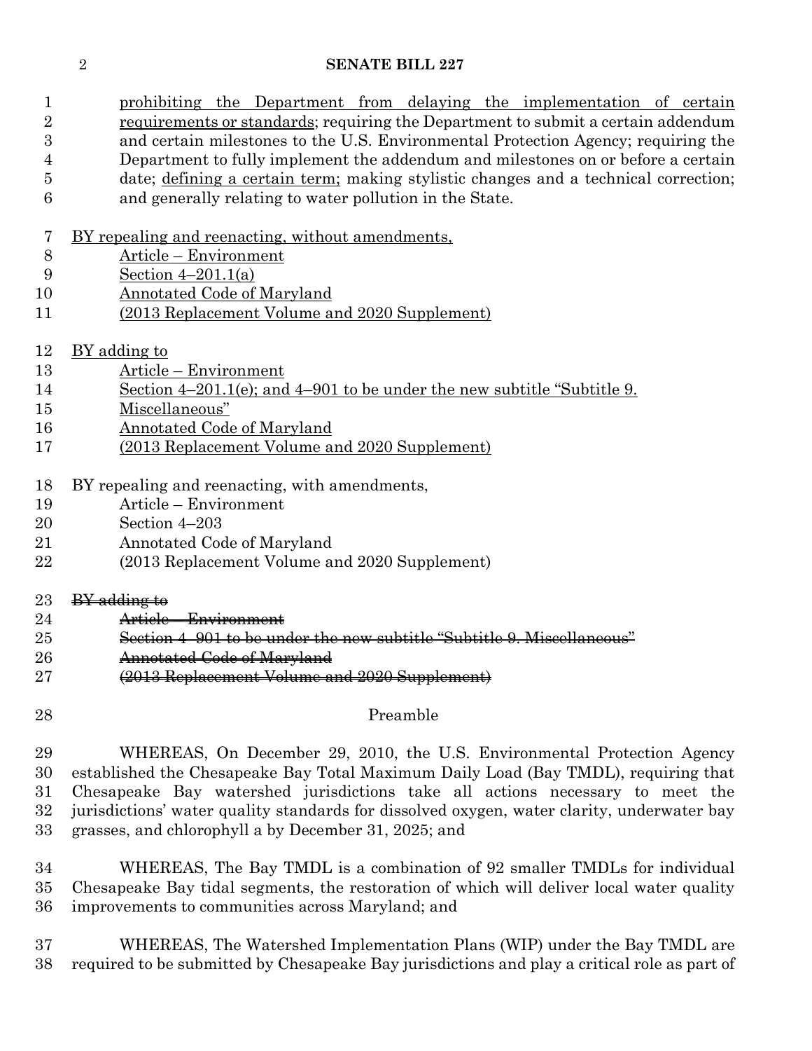prohibiting the Department from delaying the implementation of certain requirements or standards; requiring the Department to submit a certain addendum and certain milestones to the U.S. Environmental Protection Agency; requiring the Department to fully implement the addendum and milestones on or before a certain date; defining a certain term; making stylistic changes and a technical correction; and generally relating to water pollution in the State.

BY repealing and reenacting, without amendments,
Article – Environment
Section 4–201.1(a)
Annotated Code of Maryland
(2013 Replacement Volume and 2020 Supplement)

BY adding to
Article – Environment
Section 4–201.1(e); and 4–901 to be under the new subtitle "Subtitle 9. Miscellaneous"
Annotated Code of Maryland
(2013 Replacement Volume and 2020 Supplement)

BY repealing and reenacting, with amendments,
Article – Environment
Section 4–203
Annotated Code of Maryland
(2013 Replacement Volume and 2020 Supplement)

~~BY adding to~~
~~Article – Environment~~
~~Section 4–901 to be under the new subtitle "Subtitle 9. Miscellaneous"~~
~~Annotated Code of Maryland~~
~~(2013 Replacement Volume and 2020 Supplement)~~

Preamble

WHEREAS, On December 29, 2010, the U.S. Environmental Protection Agency established the Chesapeake Bay Total Maximum Daily Load (Bay TMDL), requiring that Chesapeake Bay watershed jurisdictions take all actions necessary to meet the jurisdictions' water quality standards for dissolved oxygen, water clarity, underwater bay grasses, and chlorophyll a by December 31, 2025; and

WHEREAS, The Bay TMDL is a combination of 92 smaller TMDLs for individual Chesapeake Bay tidal segments, the restoration of which will deliver local water quality improvements to communities across Maryland; and

WHEREAS, The Watershed Implementation Plans (WIP) under the Bay TMDL are required to be submitted by Chesapeake Bay jurisdictions and play a critical role as part of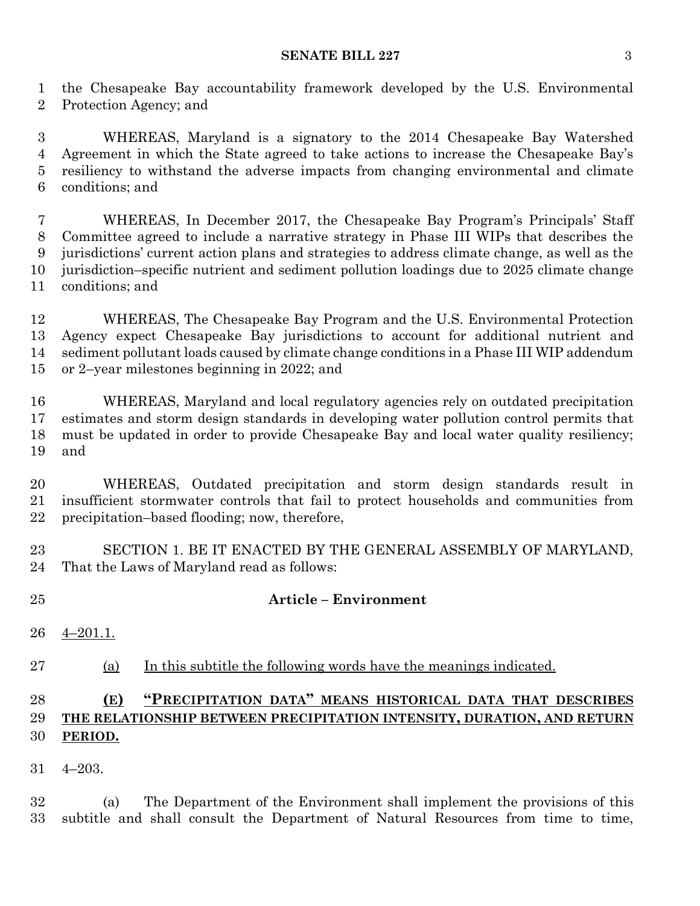the Chesapeake Bay accountability framework developed by the U.S. Environmental Protection Agency; and

WHEREAS, Maryland is a signatory to the 2014 Chesapeake Bay Watershed Agreement in which the State agreed to take actions to increase the Chesapeake Bay's resiliency to withstand the adverse impacts from changing environmental and climate conditions; and

WHEREAS, In December 2017, the Chesapeake Bay Program's Principals' Staff Committee agreed to include a narrative strategy in Phase III WIPs that describes the jurisdictions' current action plans and strategies to address climate change, as well as the jurisdiction–specific nutrient and sediment pollution loadings due to 2025 climate change conditions; and

WHEREAS, The Chesapeake Bay Program and the U.S. Environmental Protection Agency expect Chesapeake Bay jurisdictions to account for additional nutrient and sediment pollutant loads caused by climate change conditions in a Phase III WIP addendum or 2–year milestones beginning in 2022; and

WHEREAS, Maryland and local regulatory agencies rely on outdated precipitation estimates and storm design standards in developing water pollution control permits that must be updated in order to provide Chesapeake Bay and local water quality resiliency; and

WHEREAS, Outdated precipitation and storm design standards result in insufficient stormwater controls that fail to protect households and communities from precipitation–based flooding; now, therefore,

SECTION 1. BE IT ENACTED BY THE GENERAL ASSEMBLY OF MARYLAND, That the Laws of Maryland read as follows:

**Article – Environment**

4–201.1.

(a) In this subtitle the following words have the meanings indicated.

**(E) "PRECIPITATION DATA" MEANS HISTORICAL DATA THAT DESCRIBES THE RELATIONSHIP BETWEEN PRECIPITATION INTENSITY, DURATION, AND RETURN PERIOD.**

4–203.

(a) The Department of the Environment shall implement the provisions of this subtitle and shall consult the Department of Natural Resources from time to time,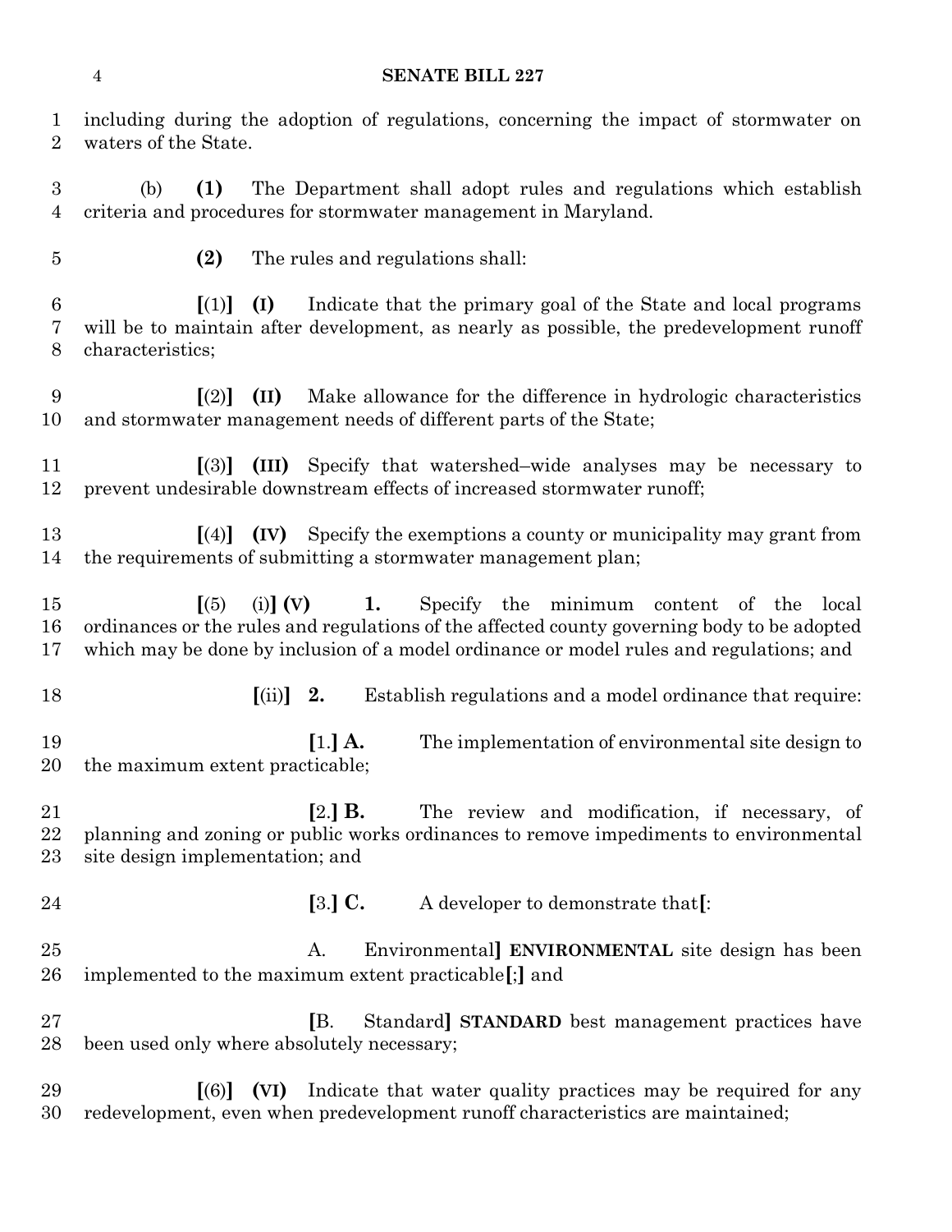including during the adoption of regulations, concerning the impact of stormwater on waters of the State.

(b) **(1)** The Department shall adopt rules and regulations which establish criteria and procedures for stormwater management in Maryland.

**(2)** The rules and regulations shall:

**[**(1)**]** **(I)** Indicate that the primary goal of the State and local programs will be to maintain after development, as nearly as possible, the predevelopment runoff characteristics;

**[**(2)**]** **(II)** Make allowance for the difference in hydrologic characteristics and stormwater management needs of different parts of the State;

**[**(3)**]** **(III)** Specify that watershed–wide analyses may be necessary to prevent undesirable downstream effects of increased stormwater runoff;

**[**(4)**]** **(IV)** Specify the exemptions a county or municipality may grant from the requirements of submitting a stormwater management plan;

**[**(5) (i)**]** **(V)** **1.** Specify the minimum content of the local ordinances or the rules and regulations of the affected county governing body to be adopted which may be done by inclusion of a model ordinance or model rules and regulations; and

**[**(ii)**]** **2.** Establish regulations and a model ordinance that require:

**[**1.**]** **A.** The implementation of environmental site design to the maximum extent practicable;

**[**2.**]** **B.** The review and modification, if necessary, of planning and zoning or public works ordinances to remove impediments to environmental site design implementation; and

**[**3.**]** **C.** A developer to demonstrate that**[**:

A. Environmental**]** **ENVIRONMENTAL** site design has been implemented to the maximum extent practicable**[**;**]** and

**[**B. Standard**]** **STANDARD** best management practices have been used only where absolutely necessary;

**[**(6)**]** **(VI)** Indicate that water quality practices may be required for any redevelopment, even when predevelopment runoff characteristics are maintained;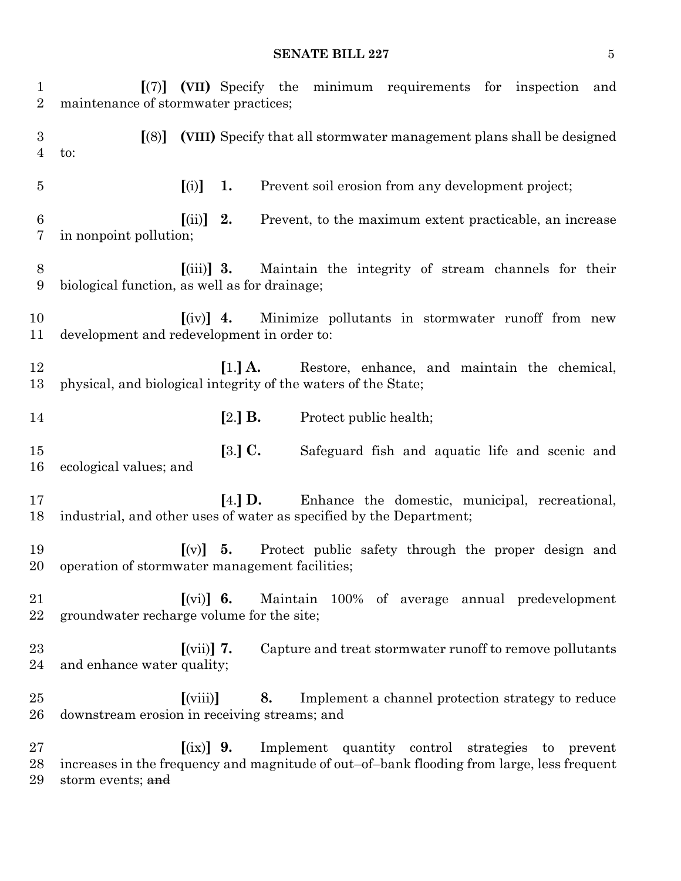**[**(7)**] (VII)** Specify the minimum requirements for inspection and maintenance of stormwater practices;

**[**(8)**] (VIII)** Specify that all stormwater management plans shall be designed to:

**[**(i)**] 1.** Prevent soil erosion from any development project;

**[**(ii)**] 2.** Prevent, to the maximum extent practicable, an increase in nonpoint pollution;

**[**(iii)**] 3.** Maintain the integrity of stream channels for their biological function, as well as for drainage;

**[**(iv)**] 4.** Minimize pollutants in stormwater runoff from new development and redevelopment in order to:

**[**1.**] A.** Restore, enhance, and maintain the chemical, physical, and biological integrity of the waters of the State;

**[**2.**] B.** Protect public health;

**[**3.**] C.** Safeguard fish and aquatic life and scenic and ecological values; and

**[**4.**] D.** Enhance the domestic, municipal, recreational, industrial, and other uses of water as specified by the Department;

**[**(v)**] 5.** Protect public safety through the proper design and operation of stormwater management facilities;

**[**(vi)**] 6.** Maintain 100% of average annual predevelopment groundwater recharge volume for the site;

**[**(vii)**] 7.** Capture and treat stormwater runoff to remove pollutants and enhance water quality;

**[**(viii)**] 8.** Implement a channel protection strategy to reduce downstream erosion in receiving streams; and

**[**(ix)**] 9.** Implement quantity control strategies to prevent increases in the frequency and magnitude of out–of–bank flooding from large, less frequent storm events; ~~and~~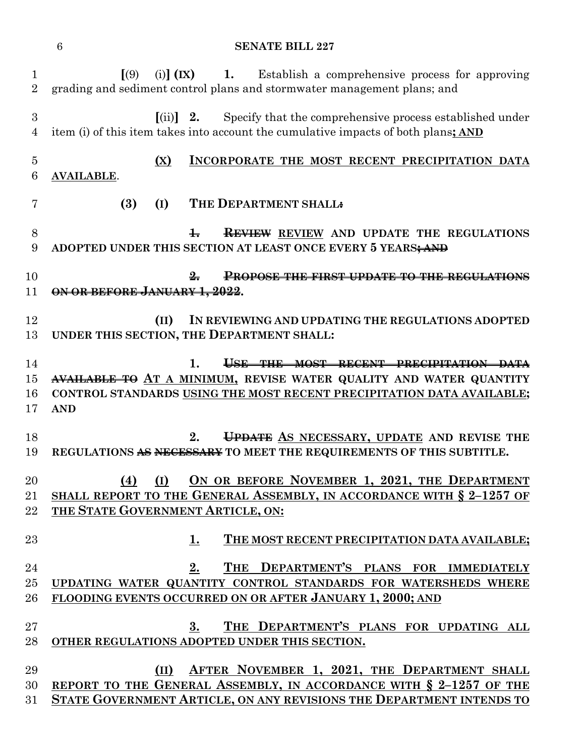[(9) (i)] (IX) 1. Establish a comprehensive process for approving grading and sediment control plans and stormwater management plans; and

[(ii)] 2. Specify that the comprehensive process established under item (i) of this item takes into account the cumulative impacts of both plans; AND

(X) INCORPORATE THE MOST RECENT PRECIPITATION DATA AVAILABLE.

(3) (I) THE DEPARTMENT SHALL:

~~1. REVIEW~~ REVIEW AND UPDATE THE REGULATIONS ADOPTED UNDER THIS SECTION AT LEAST ONCE EVERY 5 YEARS~~; AND~~

~~2. PROPOSE THE FIRST UPDATE TO THE REGULATIONS ON OR BEFORE JANUARY 1, 2022~~.

(II) IN REVIEWING AND UPDATING THE REGULATIONS ADOPTED UNDER THIS SECTION, THE DEPARTMENT SHALL:

1. ~~USE THE MOST RECENT PRECIPITATION DATA AVAILABLE TO~~ AT A MINIMUM, REVISE WATER QUALITY AND WATER QUANTITY CONTROL STANDARDS USING THE MOST RECENT PRECIPITATION DATA AVAILABLE; AND

2. ~~UPDATE~~ AS NECESSARY, UPDATE AND REVISE THE REGULATIONS ~~AS NECESSARY~~ TO MEET THE REQUIREMENTS OF THIS SUBTITLE.

(4) (I) ON OR BEFORE NOVEMBER 1, 2021, THE DEPARTMENT SHALL REPORT TO THE GENERAL ASSEMBLY, IN ACCORDANCE WITH § 2–1257 OF THE STATE GOVERNMENT ARTICLE, ON:

1. THE MOST RECENT PRECIPITATION DATA AVAILABLE;

2. THE DEPARTMENT'S PLANS FOR IMMEDIATELY UPDATING WATER QUANTITY CONTROL STANDARDS FOR WATERSHEDS WHERE FLOODING EVENTS OCCURRED ON OR AFTER JANUARY 1, 2000; AND

3. THE DEPARTMENT'S PLANS FOR UPDATING ALL OTHER REGULATIONS ADOPTED UNDER THIS SECTION.

(II) AFTER NOVEMBER 1, 2021, THE DEPARTMENT SHALL REPORT TO THE GENERAL ASSEMBLY, IN ACCORDANCE WITH § 2–1257 OF THE STATE GOVERNMENT ARTICLE, ON ANY REVISIONS THE DEPARTMENT INTENDS TO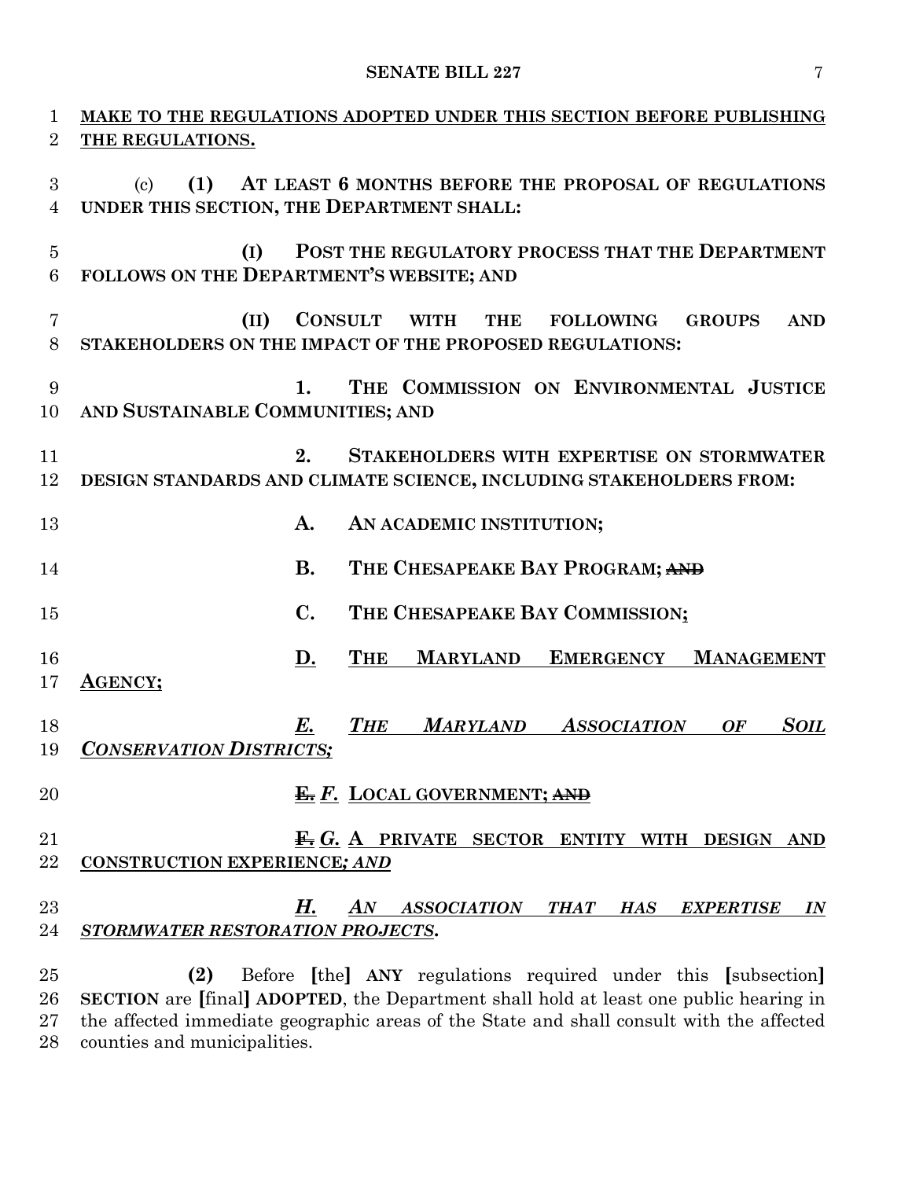MAKE TO THE REGULATIONS ADOPTED UNDER THIS SECTION BEFORE PUBLISHING THE REGULATIONS.

(c) **(1) AT LEAST 6 MONTHS BEFORE THE PROPOSAL OF REGULATIONS UNDER THIS SECTION, THE DEPARTMENT SHALL:**

**(I) POST THE REGULATORY PROCESS THAT THE DEPARTMENT FOLLOWS ON THE DEPARTMENT'S WEBSITE; AND**

**(II) CONSULT WITH THE FOLLOWING GROUPS AND STAKEHOLDERS ON THE IMPACT OF THE PROPOSED REGULATIONS:**

**1. THE COMMISSION ON ENVIRONMENTAL JUSTICE AND SUSTAINABLE COMMUNITIES; AND**

**2. STAKEHOLDERS WITH EXPERTISE ON STORMWATER DESIGN STANDARDS AND CLIMATE SCIENCE, INCLUDING STAKEHOLDERS FROM:**

**A. AN ACADEMIC INSTITUTION;**

**B. THE CHESAPEAKE BAY PROGRAM;** ~~**AND**~~

**C. THE CHESAPEAKE BAY COMMISSION;**

**D. THE MARYLAND EMERGENCY MANAGEMENT AGENCY;**

***E. THE MARYLAND ASSOCIATION OF SOIL CONSERVATION DISTRICTS;***

~~**E.**~~ ***F.*** **LOCAL GOVERNMENT;** ~~**AND**~~

~~**F.**~~ ***G.*** **A PRIVATE SECTOR ENTITY WITH DESIGN AND CONSTRUCTION EXPERIENCE*; AND***

***H. AN ASSOCIATION THAT HAS EXPERTISE IN STORMWATER RESTORATION PROJECTS*.**

**(2)** Before **[**the**]** **ANY** regulations required under this **[**subsection**]** **SECTION** are **[**final**]** **ADOPTED**, the Department shall hold at least one public hearing in the affected immediate geographic areas of the State and shall consult with the affected counties and municipalities.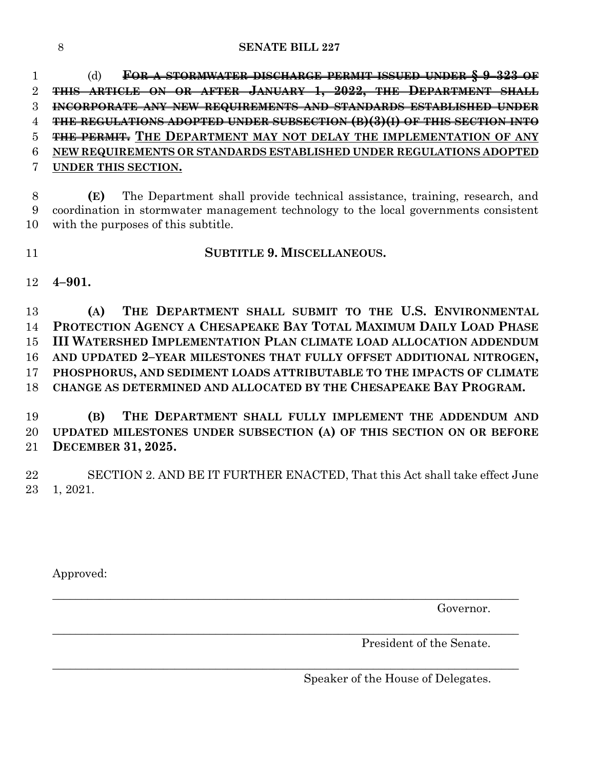(d) ~~FOR A STORMWATER DISCHARGE PERMIT ISSUED UNDER § 9–323 OF THIS ARTICLE ON OR AFTER JANUARY 1, 2022, THE DEPARTMENT SHALL INCORPORATE ANY NEW REQUIREMENTS AND STANDARDS ESTABLISHED UNDER THE REGULATIONS ADOPTED UNDER SUBSECTION (B)(3)(I) OF THIS SECTION INTO THE PERMIT.~~ <u>THE DEPARTMENT MAY NOT DELAY THE IMPLEMENTATION OF ANY NEW REQUIREMENTS OR STANDARDS ESTABLISHED UNDER REGULATIONS ADOPTED UNDER THIS SECTION.</u>

**(E)** The Department shall provide technical assistance, training, research, and coordination in stormwater management technology to the local governments consistent with the purposes of this subtitle.

## SUBTITLE 9. MISCELLANEOUS.

**4–901.**

**(A) THE DEPARTMENT SHALL SUBMIT TO THE U.S. ENVIRONMENTAL PROTECTION AGENCY A CHESAPEAKE BAY TOTAL MAXIMUM DAILY LOAD PHASE III WATERSHED IMPLEMENTATION PLAN CLIMATE LOAD ALLOCATION ADDENDUM AND UPDATED 2–YEAR MILESTONES THAT FULLY OFFSET ADDITIONAL NITROGEN, PHOSPHORUS, AND SEDIMENT LOADS ATTRIBUTABLE TO THE IMPACTS OF CLIMATE CHANGE AS DETERMINED AND ALLOCATED BY THE CHESAPEAKE BAY PROGRAM.**

**(B) THE DEPARTMENT SHALL FULLY IMPLEMENT THE ADDENDUM AND UPDATED MILESTONES UNDER SUBSECTION (A) OF THIS SECTION ON OR BEFORE DECEMBER 31, 2025.**

SECTION 2. AND BE IT FURTHER ENACTED, That this Act shall take effect June 1, 2021.

Approved:

\_\_\_\_\_\_\_\_\_\_\_\_\_\_\_\_\_\_\_\_\_\_\_\_\_\_\_\_\_\_\_\_\_\_\_\_\_\_\_\_\_\_\_\_

Governor.

\_\_\_\_\_\_\_\_\_\_\_\_\_\_\_\_\_\_\_\_\_\_\_\_\_\_\_\_\_\_\_\_\_\_\_\_\_\_\_\_\_\_\_\_

President of the Senate.

\_\_\_\_\_\_\_\_\_\_\_\_\_\_\_\_\_\_\_\_\_\_\_\_\_\_\_\_\_\_\_\_\_\_\_\_\_\_\_\_\_\_\_\_

Speaker of the House of Delegates.